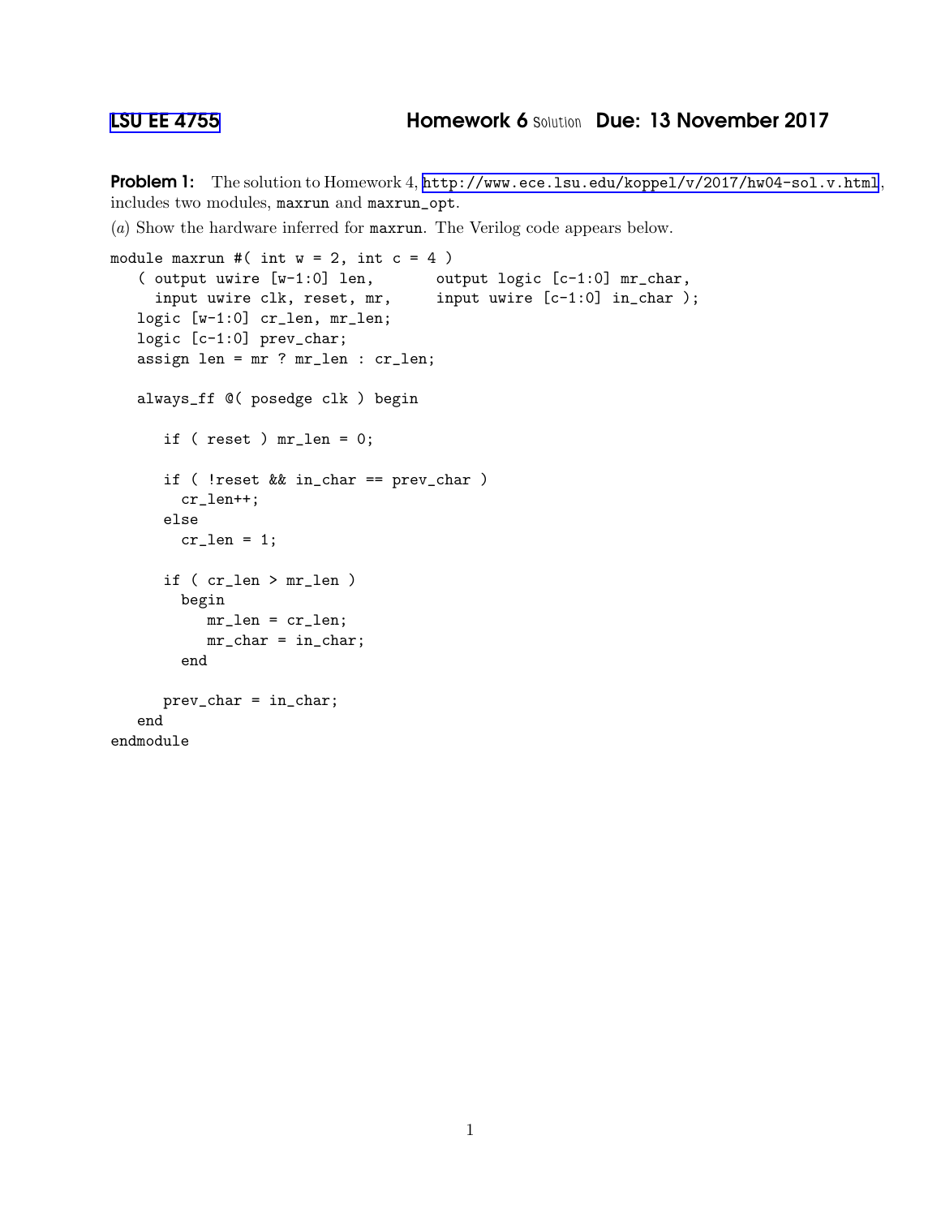# LSU EE 4755 — Homework 6 Solution — Due: 13 November 2017

**Problem 1:** The solution to Homework 4, http://www.ece.lsu.edu/koppel/v/2017/hw04-sol.v.html, includes two modules, maxrun and maxrun_opt.

(*a*) Show the hardware inferred for maxrun. The Verilog code appears below.

```
module maxrun #( int w = 2, int c = 4 )
   ( output uwire [w-1:0] len,       output logic [c-1:0] mr_char,
     input uwire clk, reset, mr,     input uwire [c-1:0] in_char );
   logic [w-1:0] cr_len, mr_len;
   logic [c-1:0] prev_char;
   assign len = mr ? mr_len : cr_len;

   always_ff @( posedge clk ) begin

      if ( reset ) mr_len = 0;

      if ( !reset && in_char == prev_char )
        cr_len++;
      else
        cr_len = 1;

      if ( cr_len > mr_len )
        begin
           mr_len = cr_len;
           mr_char = in_char;
        end

      prev_char = in_char;
   end
endmodule
```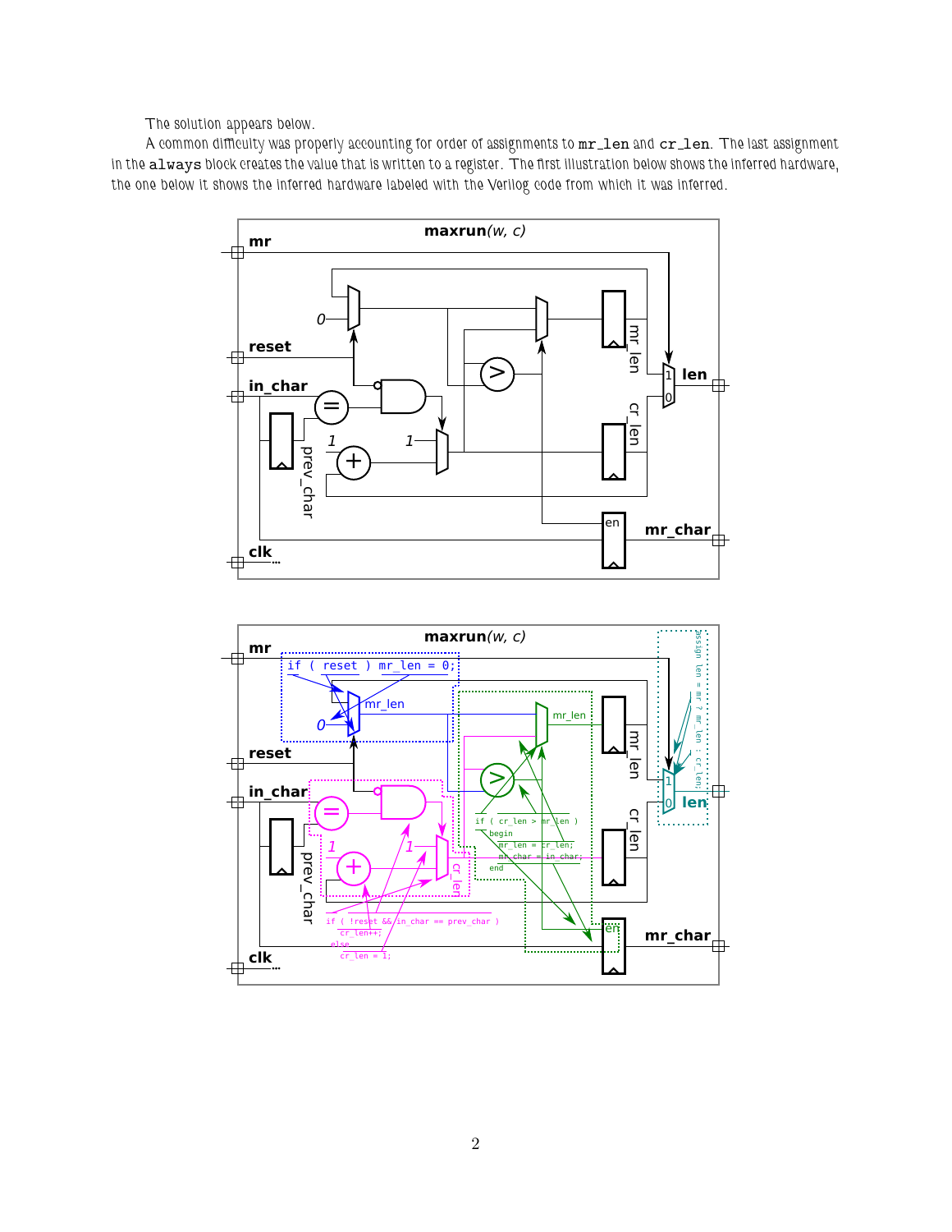The solution appears below.

A common difficulty was properly accounting for order of assignments to `mr_len` and `cr_len`. The last assignment in the `always` block creates the value that is written to a register. The first illustration below shows the inferred hardware, the one below it shows the inferred hardware labeled with the Verilog code from which it was inferred.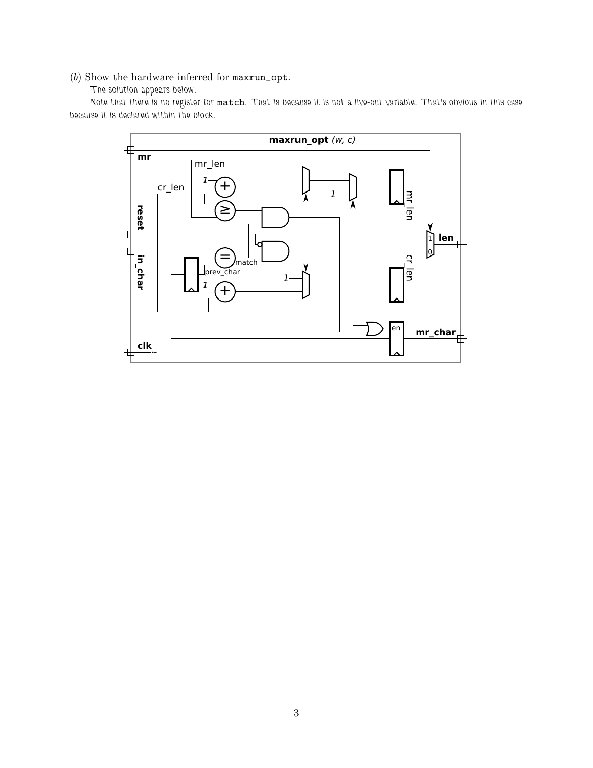(*b*) Show the hardware inferred for `maxrun_opt`.

The solution appears below.

Note that there is no register for `match`. That is because it is not a live-out variable. That's obvious in this case because it is declared within the block.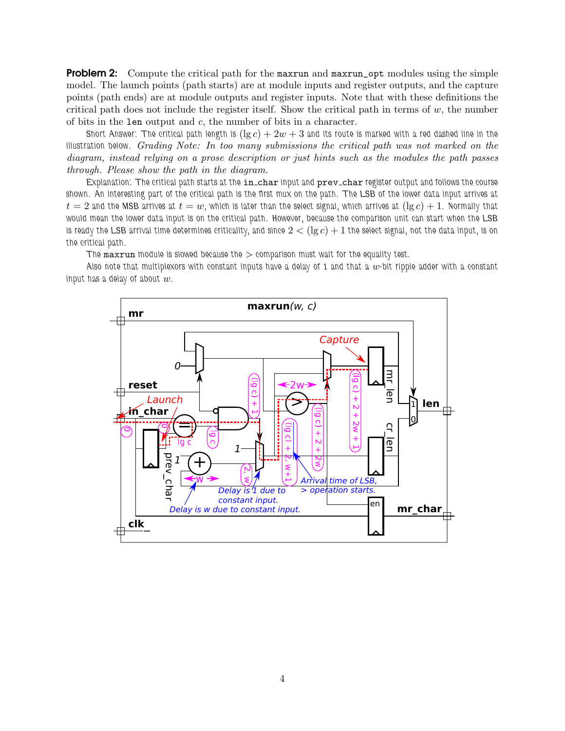**Problem 2:** Compute the critical path for the `maxrun` and `maxrun_opt` modules using the simple model. The launch points (path starts) are at module inputs and register outputs, and the capture points (path ends) are at module outputs and register inputs. Note that with these definitions the critical path does not include the register itself. Show the critical path in terms of $w$, the number of bits in the `len` output and $c$, the number of bits in a character.

Short Answer: The critical path length is $(\lg c) + 2w + 3$ and its route is marked with a red dashed line in the illustration below. *Grading Note: In too many submissions the critical path was not marked on the diagram, instead relying on a prose description or just hints such as the modules the path passes through. Please show the path in the diagram.*

Explanation: The critical path starts at the `in_char` input and `prev_char` register output and follows the course shown. An interesting part of the critical path is the first mux on the path. The LSB of the lower data input arrives at $t = 2$ and the MSB arrives at $t = w$, which is later than the select signal, which arrives at $(\lg c) + 1$. Normally that would mean the lower data input is on the critical path. However, because the comparison unit can start when the LSB is ready the LSB arrival time determines criticality, and since $2 < (\lg c) + 1$ the select signal, not the data input, is on the critical path.

The `maxrun` module is slowed because the $>$ comparison must wait for the equality test.

Also note that multiplexors with constant inputs have a delay of 1 and that a $w$-bit ripple adder with a constant input has a delay of about $w$.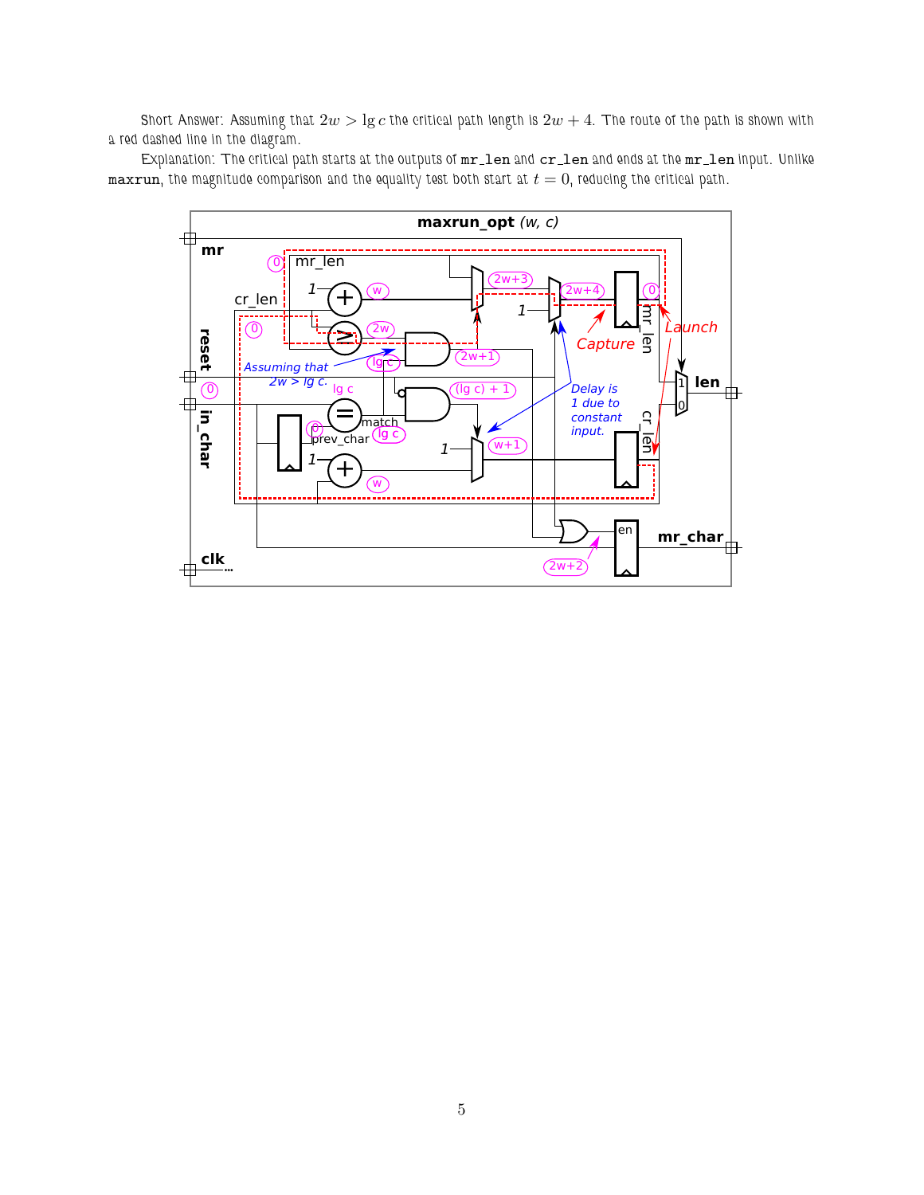Short Answer: Assuming that $2w > \lg c$ the critical path length is $2w + 4$. The route of the path is shown with a red dashed line in the diagram.

Explanation: The critical path starts at the outputs of mr_len and cr_len and ends at the mr_len input. Unlike maxrun, the magnitude comparison and the equality test both start at $t = 0$, reducing the critical path.

maxrun_opt (w, c)

mr
mr_len
cr_len
reset
in_char
clk
len
mr_char
en
match
prev_char
Launch
Capture
Assuming that 2w > lg c.
Delay is 1 due to constant input.
0
w
2w
2w+1
2w+3
2w+4
2w+2
lg c
(lg c) + 1
w+1
1